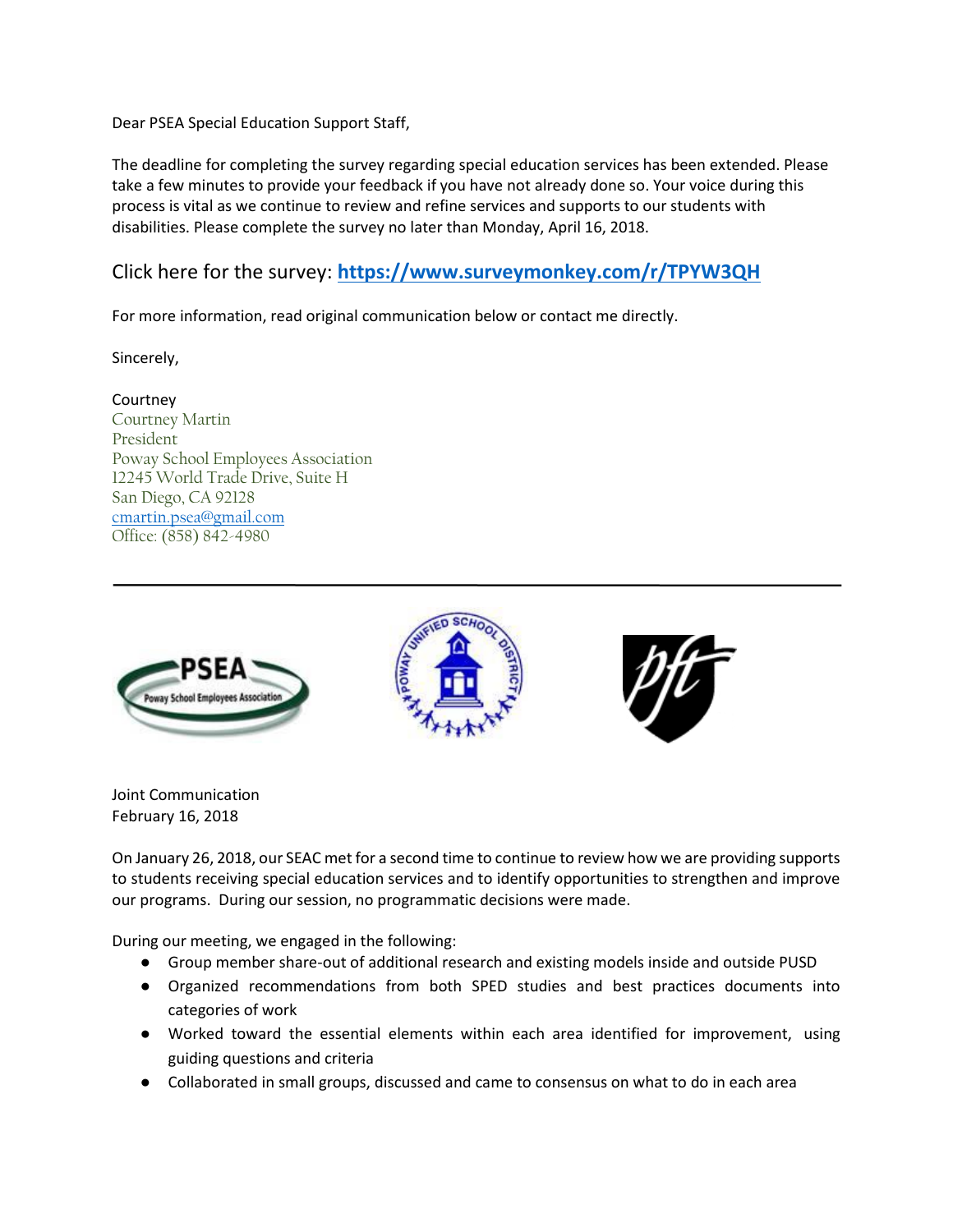Dear PSEA Special Education Support Staff,

The deadline for completing the survey regarding special education services has been extended. Please take a few minutes to provide your feedback if you have not already done so. Your voice during this process is vital as we continue to review and refine services and supports to our students with disabilities. Please complete the survey no later than Monday, April 16, 2018.

Click here for the survey: **https://www.surveymonkey.com/r/TPYW3QH**

For more information, read original communication below or contact me directly.

Sincerely,

Courtney
Courtney Martin
President
Poway School Employees Association
12245 World Trade Drive, Suite H
San Diego, CA 92128
cmartin.psea@gmail.com
Office: (858) 842-4980

---

Joint Communication
February 16, 2018

On January 26, 2018, our SEAC met for a second time to continue to review how we are providing supports to students receiving special education services and to identify opportunities to strengthen and improve our programs. During our session, no programmatic decisions were made.

During our meeting, we engaged in the following:

- Group member share-out of additional research and existing models inside and outside PUSD
- Organized recommendations from both SPED studies and best practices documents into categories of work
- Worked toward the essential elements within each area identified for improvement, using guiding questions and criteria
- Collaborated in small groups, discussed and came to consensus on what to do in each area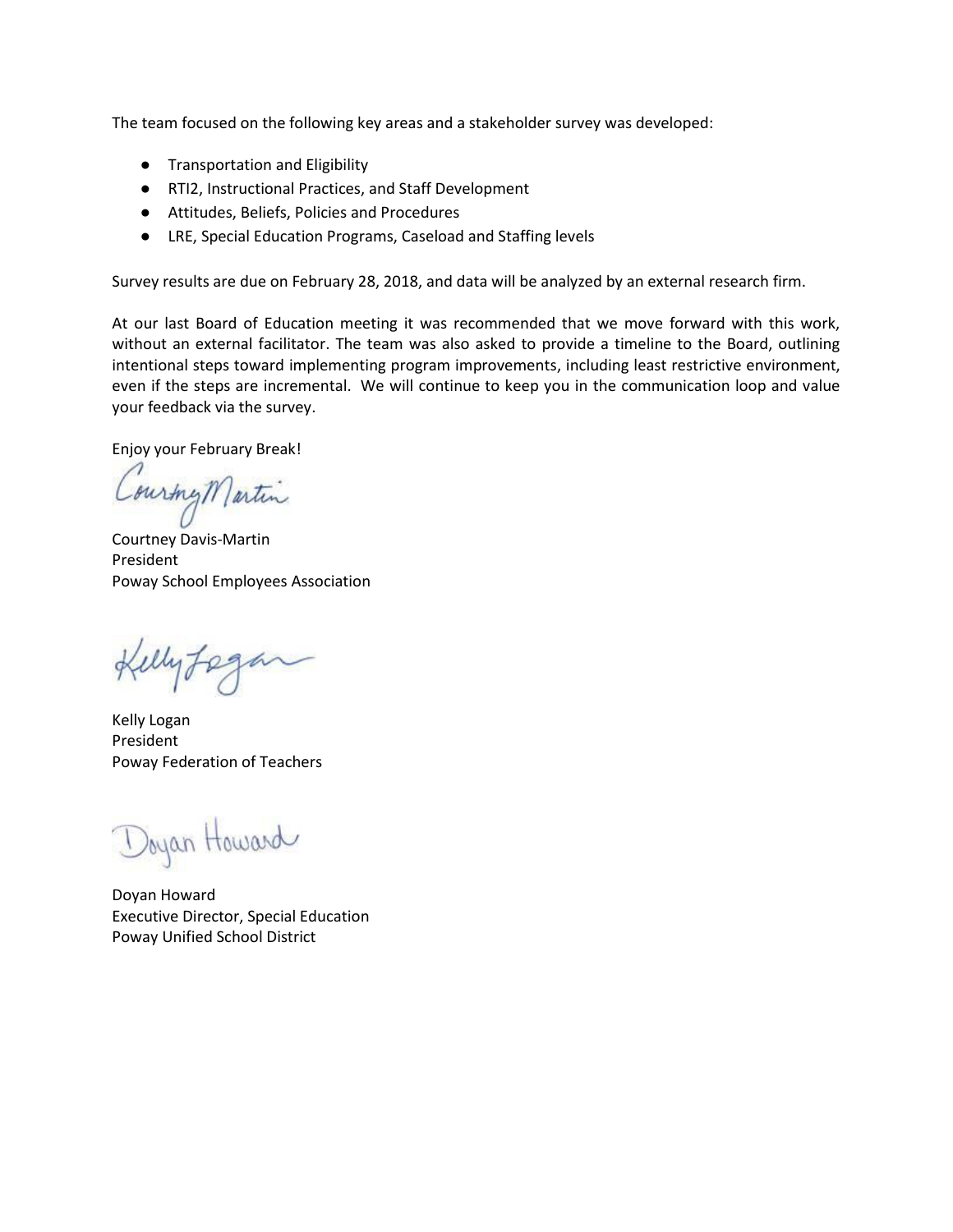The team focused on the following key areas and a stakeholder survey was developed:

- Transportation and Eligibility
- RTI2, Instructional Practices, and Staff Development
- Attitudes, Beliefs, Policies and Procedures
- LRE, Special Education Programs, Caseload and Staffing levels

Survey results are due on February 28, 2018, and data will be analyzed by an external research firm.

At our last Board of Education meeting it was recommended that we move forward with this work, without an external facilitator. The team was also asked to provide a timeline to the Board, outlining intentional steps toward implementing program improvements, including least restrictive environment, even if the steps are incremental. We will continue to keep you in the communication loop and value your feedback via the survey.

Enjoy your February Break!

Courtney Davis-Martin
President
Poway School Employees Association

Kelly Logan
President
Poway Federation of Teachers

Doyan Howard
Executive Director, Special Education
Poway Unified School District